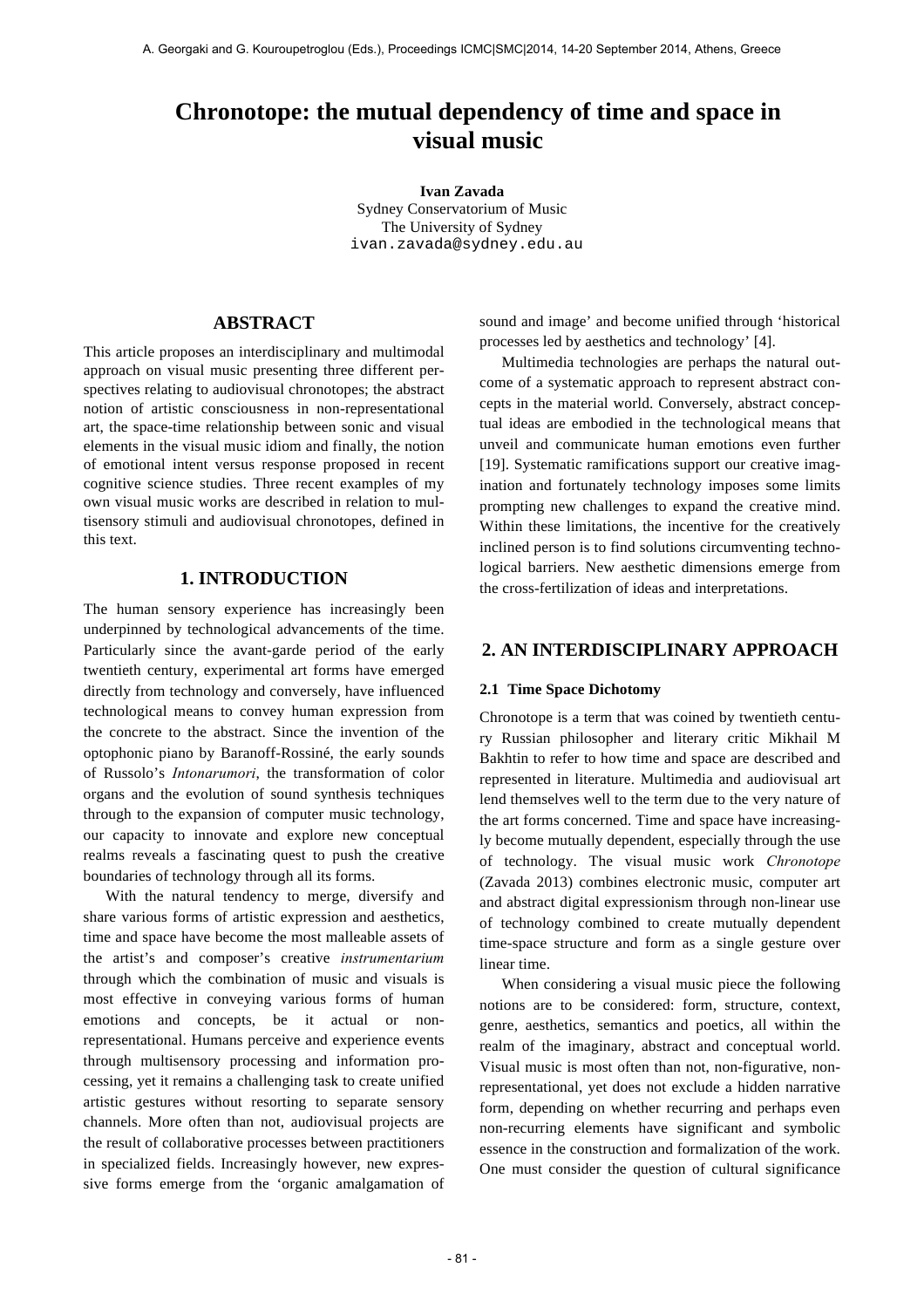# Chronotope: the mutual dependency of time and space in visual music

**Ivan Zavada**
Sydney Conservatorium of Music
The University of Sydney
ivan.zavada@sydney.edu.au

## ABSTRACT

This article proposes an interdisciplinary and multimodal approach on visual music presenting three different perspectives relating to audiovisual chronotopes; the abstract notion of artistic consciousness in non-representational art, the space-time relationship between sonic and visual elements in the visual music idiom and finally, the notion of emotional intent versus response proposed in recent cognitive science studies. Three recent examples of my own visual music works are described in relation to multisensory stimuli and audiovisual chronotopes, defined in this text.

## 1. INTRODUCTION

The human sensory experience has increasingly been underpinned by technological advancements of the time. Particularly since the avant-garde period of the early twentieth century, experimental art forms have emerged directly from technology and conversely, have influenced technological means to convey human expression from the concrete to the abstract. Since the invention of the optophonic piano by Baranoff-Rossiné, the early sounds of Russolo's *Intonarumori*, the transformation of color organs and the evolution of sound synthesis techniques through to the expansion of computer music technology, our capacity to innovate and explore new conceptual realms reveals a fascinating quest to push the creative boundaries of technology through all its forms.

With the natural tendency to merge, diversify and share various forms of artistic expression and aesthetics, time and space have become the most malleable assets of the artist's and composer's creative *instrumentarium* through which the combination of music and visuals is most effective in conveying various forms of human emotions and concepts, be it actual or non-representational. Humans perceive and experience events through multisensory processing and information processing, yet it remains a challenging task to create unified artistic gestures without resorting to separate sensory channels. More often than not, audiovisual projects are the result of collaborative processes between practitioners in specialized fields. Increasingly however, new expressive forms emerge from the 'organic amalgamation of sound and image' and become unified through 'historical processes led by aesthetics and technology' [4].

Multimedia technologies are perhaps the natural outcome of a systematic approach to represent abstract concepts in the material world. Conversely, abstract conceptual ideas are embodied in the technological means that unveil and communicate human emotions even further [19]. Systematic ramifications support our creative imagination and fortunately technology imposes some limits prompting new challenges to expand the creative mind. Within these limitations, the incentive for the creatively inclined person is to find solutions circumventing technological barriers. New aesthetic dimensions emerge from the cross-fertilization of ideas and interpretations.

## 2. AN INTERDISCIPLINARY APPROACH

### 2.1 Time Space Dichotomy

Chronotope is a term that was coined by twentieth century Russian philosopher and literary critic Mikhail M Bakhtin to refer to how time and space are described and represented in literature. Multimedia and audiovisual art lend themselves well to the term due to the very nature of the art forms concerned. Time and space have increasingly become mutually dependent, especially through the use of technology. The visual music work *Chronotope* (Zavada 2013) combines electronic music, computer art and abstract digital expressionism through non-linear use of technology combined to create mutually dependent time-space structure and form as a single gesture over linear time.

When considering a visual music piece the following notions are to be considered: form, structure, context, genre, aesthetics, semantics and poetics, all within the realm of the imaginary, abstract and conceptual world. Visual music is most often than not, non-figurative, non-representational, yet does not exclude a hidden narrative form, depending on whether recurring and perhaps even non-recurring elements have significant and symbolic essence in the construction and formalization of the work. One must consider the question of cultural significance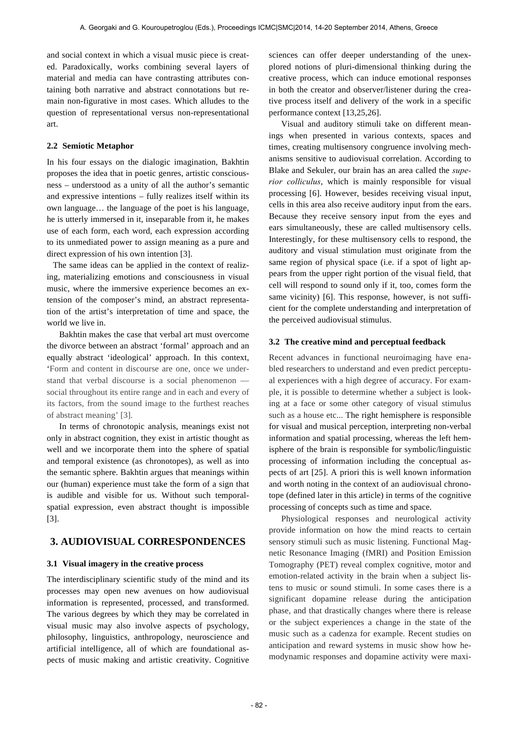and social context in which a visual music piece is created. Paradoxically, works combining several layers of material and media can have contrasting attributes containing both narrative and abstract connotations but remain non-figurative in most cases. Which alludes to the question of representational versus non-representational art.

### 2.2 Semiotic Metaphor

In his four essays on the dialogic imagination, Bakhtin proposes the idea that in poetic genres, artistic consciousness – understood as a unity of all the author's semantic and expressive intentions – fully realizes itself within its own language… the language of the poet is his language, he is utterly immersed in it, inseparable from it, he makes use of each form, each word, each expression according to its unmediated power to assign meaning as a pure and direct expression of his own intention [3].

The same ideas can be applied in the context of realizing, materializing emotions and consciousness in visual music, where the immersive experience becomes an extension of the composer's mind, an abstract representation of the artist's interpretation of time and space, the world we live in.

Bakhtin makes the case that verbal art must overcome the divorce between an abstract 'formal' approach and an equally abstract 'ideological' approach. In this context, 'Form and content in discourse are one, once we understand that verbal discourse is a social phenomenon — social throughout its entire range and in each and every of its factors, from the sound image to the furthest reaches of abstract meaning' [3].

In terms of chronotopic analysis, meanings exist not only in abstract cognition, they exist in artistic thought as well and we incorporate them into the sphere of spatial and temporal existence (as chronotopes), as well as into the semantic sphere. Bakhtin argues that meanings within our (human) experience must take the form of a sign that is audible and visible for us. Without such temporal-spatial expression, even abstract thought is impossible [3].

## 3. AUDIOVISUAL CORRESPONDENCES

### 3.1 Visual imagery in the creative process

The interdisciplinary scientific study of the mind and its processes may open new avenues on how audiovisual information is represented, processed, and transformed. The various degrees by which they may be correlated in visual music may also involve aspects of psychology, philosophy, linguistics, anthropology, neuroscience and artificial intelligence, all of which are foundational aspects of music making and artistic creativity. Cognitive sciences can offer deeper understanding of the unexplored notions of pluri-dimensional thinking during the creative process, which can induce emotional responses in both the creator and observer/listener during the creative process itself and delivery of the work in a specific performance context [13,25,26].

Visual and auditory stimuli take on different meanings when presented in various contexts, spaces and times, creating multisensory congruence involving mechanisms sensitive to audiovisual correlation. According to Blake and Sekuler, our brain has an area called the *superior colliculus*, which is mainly responsible for visual processing [6]. However, besides receiving visual input, cells in this area also receive auditory input from the ears. Because they receive sensory input from the eyes and ears simultaneously, these are called multisensory cells. Interestingly, for these multisensory cells to respond, the auditory and visual stimulation must originate from the same region of physical space (i.e. if a spot of light appears from the upper right portion of the visual field, that cell will respond to sound only if it, too, comes form the same vicinity) [6]. This response, however, is not sufficient for the complete understanding and interpretation of the perceived audiovisual stimulus.

### 3.2 The creative mind and perceptual feedback

Recent advances in functional neuroimaging have enabled researchers to understand and even predict perceptual experiences with a high degree of accuracy. For example, it is possible to determine whether a subject is looking at a face or some other category of visual stimulus such as a house etc... The right hemisphere is responsible for visual and musical perception, interpreting non-verbal information and spatial processing, whereas the left hemisphere of the brain is responsible for symbolic/linguistic processing of information including the conceptual aspects of art [25]. A priori this is well known information and worth noting in the context of an audiovisual chronotope (defined later in this article) in terms of the cognitive processing of concepts such as time and space.

Physiological responses and neurological activity provide information on how the mind reacts to certain sensory stimuli such as music listening. Functional Magnetic Resonance Imaging (fMRI) and Position Emission Tomography (PET) reveal complex cognitive, motor and emotion-related activity in the brain when a subject listens to music or sound stimuli. In some cases there is a significant dopamine release during the anticipation phase, and that drastically changes where there is release or the subject experiences a change in the state of the music such as a cadenza for example. Recent studies on anticipation and reward systems in music show how hemodynamic responses and dopamine activity were maxi-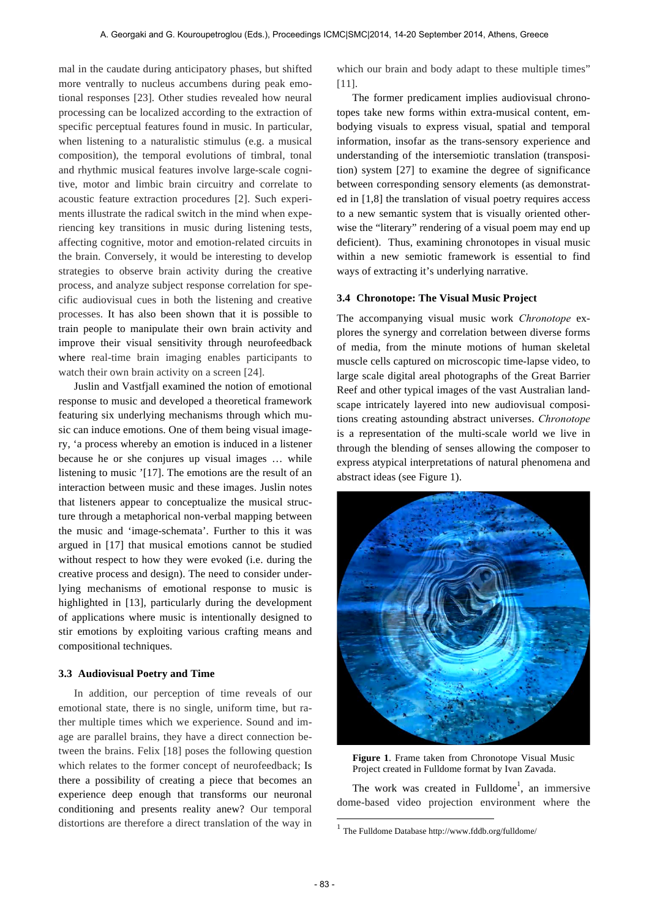mal in the caudate during anticipatory phases, but shifted more ventrally to nucleus accumbens during peak emotional responses [23]. Other studies revealed how neural processing can be localized according to the extraction of specific perceptual features found in music. In particular, when listening to a naturalistic stimulus (e.g. a musical composition), the temporal evolutions of timbral, tonal and rhythmic musical features involve large-scale cognitive, motor and limbic brain circuitry and correlate to acoustic feature extraction procedures [2]. Such experiments illustrate the radical switch in the mind when experiencing key transitions in music during listening tests, affecting cognitive, motor and emotion-related circuits in the brain. Conversely, it would be interesting to develop strategies to observe brain activity during the creative process, and analyze subject response correlation for specific audiovisual cues in both the listening and creative processes. It has also been shown that it is possible to train people to manipulate their own brain activity and improve their visual sensitivity through neurofeedback where real-time brain imaging enables participants to watch their own brain activity on a screen [24].

Juslin and Vastfjall examined the notion of emotional response to music and developed a theoretical framework featuring six underlying mechanisms through which music can induce emotions. One of them being visual imagery, 'a process whereby an emotion is induced in a listener because he or she conjures up visual images … while listening to music '[17]. The emotions are the result of an interaction between music and these images. Juslin notes that listeners appear to conceptualize the musical structure through a metaphorical non-verbal mapping between the music and 'image-schemata'. Further to this it was argued in [17] that musical emotions cannot be studied without respect to how they were evoked (i.e. during the creative process and design). The need to consider underlying mechanisms of emotional response to music is highlighted in [13], particularly during the development of applications where music is intentionally designed to stir emotions by exploiting various crafting means and compositional techniques.

### 3.3 Audiovisual Poetry and Time

In addition, our perception of time reveals of our emotional state, there is no single, uniform time, but rather multiple times which we experience. Sound and image are parallel brains, they have a direct connection between the brains. Felix [18] poses the following question which relates to the former concept of neurofeedback; Is there a possibility of creating a piece that becomes an experience deep enough that transforms our neuronal conditioning and presents reality anew? Our temporal distortions are therefore a direct translation of the way in which our brain and body adapt to these multiple times" [11].

The former predicament implies audiovisual chronotopes take new forms within extra-musical content, embodying visuals to express visual, spatial and temporal information, insofar as the trans-sensory experience and understanding of the intersemiotic translation (transposition) system [27] to examine the degree of significance between corresponding sensory elements (as demonstrated in [1,8] the translation of visual poetry requires access to a new semantic system that is visually oriented otherwise the "literary" rendering of a visual poem may end up deficient). Thus, examining chronotopes in visual music within a new semiotic framework is essential to find ways of extracting it's underlying narrative.

### 3.4 Chronotope: The Visual Music Project

The accompanying visual music work *Chronotope* explores the synergy and correlation between diverse forms of media, from the minute motions of human skeletal muscle cells captured on microscopic time-lapse video, to large scale digital areal photographs of the Great Barrier Reef and other typical images of the vast Australian landscape intricately layered into new audiovisual compositions creating astounding abstract universes. *Chronotope* is a representation of the multi-scale world we live in through the blending of senses allowing the composer to express atypical interpretations of natural phenomena and abstract ideas (see Figure 1).

**Figure 1**. Frame taken from Chronotope Visual Music Project created in Fulldome format by Ivan Zavada.

The work was created in Fulldome[1], an immersive dome-based video projection environment where the

[1] The Fulldome Database http://www.fddb.org/fulldome/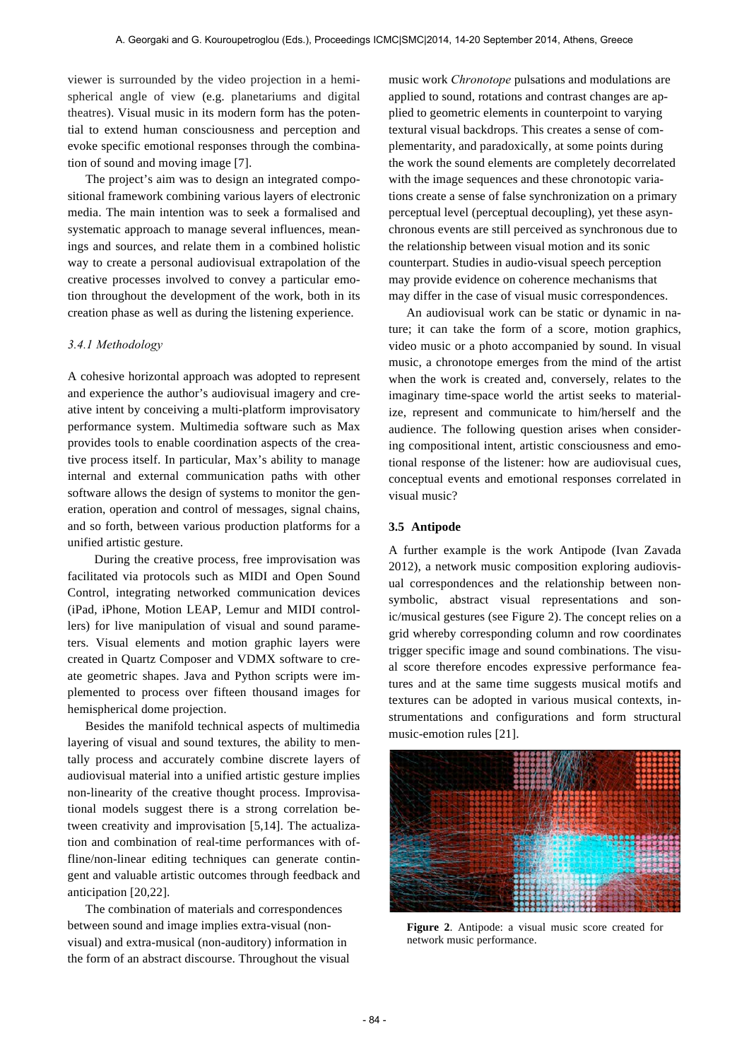viewer is surrounded by the video projection in a hemispherical angle of view (e.g. planetariums and digital theatres). Visual music in its modern form has the potential to extend human consciousness and perception and evoke specific emotional responses through the combination of sound and moving image [7].

The project's aim was to design an integrated compositional framework combining various layers of electronic media. The main intention was to seek a formalised and systematic approach to manage several influences, meanings and sources, and relate them in a combined holistic way to create a personal audiovisual extrapolation of the creative processes involved to convey a particular emotion throughout the development of the work, both in its creation phase as well as during the listening experience.

#### *3.4.1 Methodology*

A cohesive horizontal approach was adopted to represent and experience the author's audiovisual imagery and creative intent by conceiving a multi-platform improvisatory performance system. Multimedia software such as Max provides tools to enable coordination aspects of the creative process itself. In particular, Max's ability to manage internal and external communication paths with other software allows the design of systems to monitor the generation, operation and control of messages, signal chains, and so forth, between various production platforms for a unified artistic gesture.

During the creative process, free improvisation was facilitated via protocols such as MIDI and Open Sound Control, integrating networked communication devices (iPad, iPhone, Motion LEAP, Lemur and MIDI controllers) for live manipulation of visual and sound parameters. Visual elements and motion graphic layers were created in Quartz Composer and VDMX software to create geometric shapes. Java and Python scripts were implemented to process over fifteen thousand images for hemispherical dome projection.

Besides the manifold technical aspects of multimedia layering of visual and sound textures, the ability to mentally process and accurately combine discrete layers of audiovisual material into a unified artistic gesture implies non-linearity of the creative thought process. Improvisational models suggest there is a strong correlation between creativity and improvisation [5,14]. The actualization and combination of real-time performances with offline/non-linear editing techniques can generate contingent and valuable artistic outcomes through feedback and anticipation [20,22].

The combination of materials and correspondences between sound and image implies extra-visual (non-visual) and extra-musical (non-auditory) information in the form of an abstract discourse. Throughout the visual music work *Chronotope* pulsations and modulations are applied to sound, rotations and contrast changes are applied to geometric elements in counterpoint to varying textural visual backdrops. This creates a sense of complementarity, and paradoxically, at some points during the work the sound elements are completely decorrelated with the image sequences and these chronotopic variations create a sense of false synchronization on a primary perceptual level (perceptual decoupling), yet these asynchronous events are still perceived as synchronous due to the relationship between visual motion and its sonic counterpart. Studies in audio-visual speech perception may provide evidence on coherence mechanisms that may differ in the case of visual music correspondences.

An audiovisual work can be static or dynamic in nature; it can take the form of a score, motion graphics, video music or a photo accompanied by sound. In visual music, a chronotope emerges from the mind of the artist when the work is created and, conversely, relates to the imaginary time-space world the artist seeks to materialize, represent and communicate to him/herself and the audience. The following question arises when considering compositional intent, artistic consciousness and emotional response of the listener: how are audiovisual cues, conceptual events and emotional responses correlated in visual music?

### 3.5 Antipode

A further example is the work Antipode (Ivan Zavada 2012), a network music composition exploring audiovisual correspondences and the relationship between non-symbolic, abstract visual representations and sonic/musical gestures (see Figure 2). The concept relies on a grid whereby corresponding column and row coordinates trigger specific image and sound combinations. The visual score therefore encodes expressive performance features and at the same time suggests musical motifs and textures can be adopted in various musical contexts, instrumentations and configurations and form structural music-emotion rules [21].

**Figure 2**. Antipode: a visual music score created for network music performance.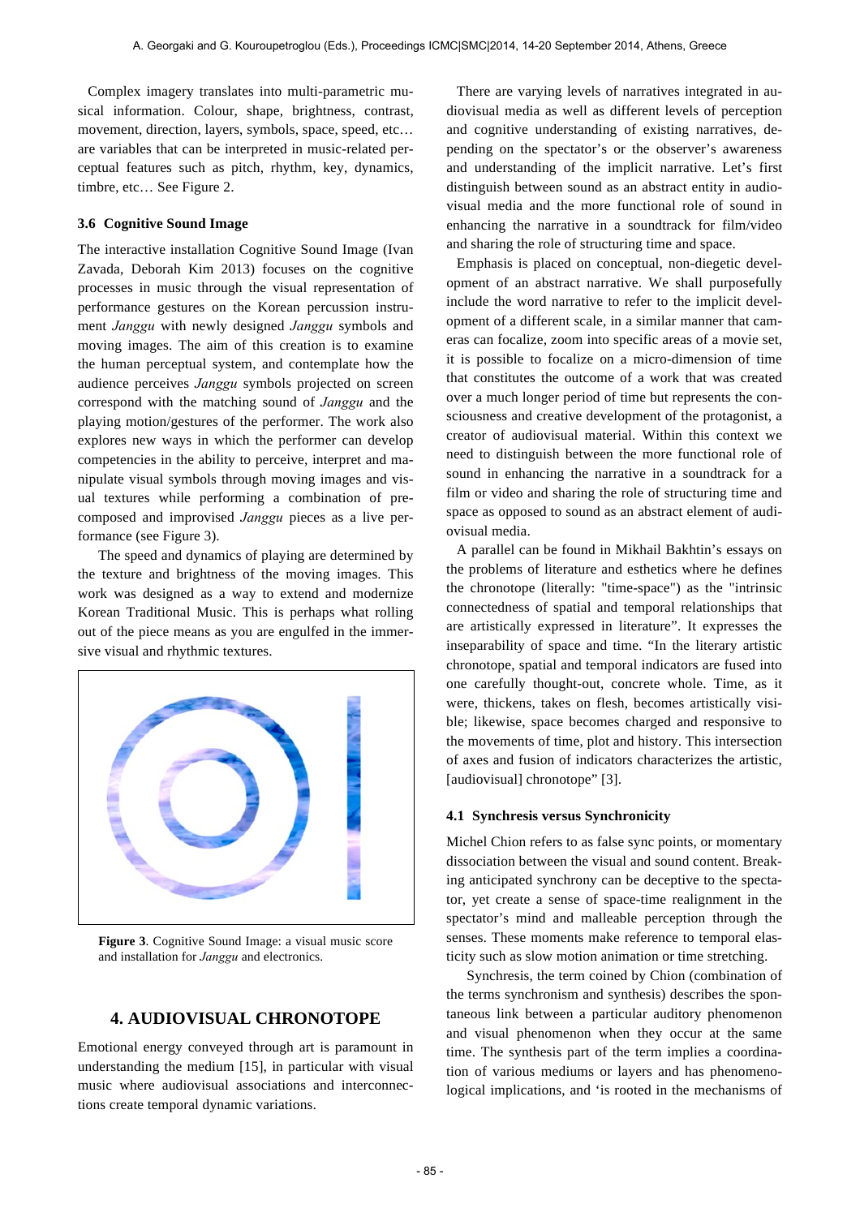Complex imagery translates into multi-parametric musical information. Colour, shape, brightness, contrast, movement, direction, layers, symbols, space, speed, etc… are variables that can be interpreted in music-related perceptual features such as pitch, rhythm, key, dynamics, timbre, etc… See Figure 2.

### 3.6 Cognitive Sound Image

The interactive installation Cognitive Sound Image (Ivan Zavada, Deborah Kim 2013) focuses on the cognitive processes in music through the visual representation of performance gestures on the Korean percussion instrument *Janggu* with newly designed *Janggu* symbols and moving images. The aim of this creation is to examine the human perceptual system, and contemplate how the audience perceives *Janggu* symbols projected on screen correspond with the matching sound of *Janggu* and the playing motion/gestures of the performer. The work also explores new ways in which the performer can develop competencies in the ability to perceive, interpret and manipulate visual symbols through moving images and visual textures while performing a combination of precomposed and improvised *Janggu* pieces as a live performance (see Figure 3).

The speed and dynamics of playing are determined by the texture and brightness of the moving images. This work was designed as a way to extend and modernize Korean Traditional Music. This is perhaps what rolling out of the piece means as you are engulfed in the immersive visual and rhythmic textures.

**Figure 3**. Cognitive Sound Image: a visual music score and installation for *Janggu* and electronics.

## 4. AUDIOVISUAL CHRONOTOPE

Emotional energy conveyed through art is paramount in understanding the medium [15], in particular with visual music where audiovisual associations and interconnections create temporal dynamic variations.

There are varying levels of narratives integrated in audiovisual media as well as different levels of perception and cognitive understanding of existing narratives, depending on the spectator's or the observer's awareness and understanding of the implicit narrative. Let's first distinguish between sound as an abstract entity in audiovisual media and the more functional role of sound in enhancing the narrative in a soundtrack for film/video and sharing the role of structuring time and space.

Emphasis is placed on conceptual, non-diegetic development of an abstract narrative. We shall purposefully include the word narrative to refer to the implicit development of a different scale, in a similar manner that cameras can focalize, zoom into specific areas of a movie set, it is possible to focalize on a micro-dimension of time that constitutes the outcome of a work that was created over a much longer period of time but represents the consciousness and creative development of the protagonist, a creator of audiovisual material. Within this context we need to distinguish between the more functional role of sound in enhancing the narrative in a soundtrack for a film or video and sharing the role of structuring time and space as opposed to sound as an abstract element of audiovisual media.

A parallel can be found in Mikhail Bakhtin's essays on the problems of literature and esthetics where he defines the chronotope (literally: "time-space") as the "intrinsic connectedness of spatial and temporal relationships that are artistically expressed in literature". It expresses the inseparability of space and time. "In the literary artistic chronotope, spatial and temporal indicators are fused into one carefully thought-out, concrete whole. Time, as it were, thickens, takes on flesh, becomes artistically visible; likewise, space becomes charged and responsive to the movements of time, plot and history. This intersection of axes and fusion of indicators characterizes the artistic, [audiovisual] chronotope" [3].

### 4.1 Synchresis versus Synchronicity

Michel Chion refers to as false sync points, or momentary dissociation between the visual and sound content. Breaking anticipated synchrony can be deceptive to the spectator, yet create a sense of space-time realignment in the spectator's mind and malleable perception through the senses. These moments make reference to temporal elasticity such as slow motion animation or time stretching.

Synchresis, the term coined by Chion (combination of the terms synchronism and synthesis) describes the spontaneous link between a particular auditory phenomenon and visual phenomenon when they occur at the same time. The synthesis part of the term implies a coordination of various mediums or layers and has phenomenological implications, and 'is rooted in the mechanisms of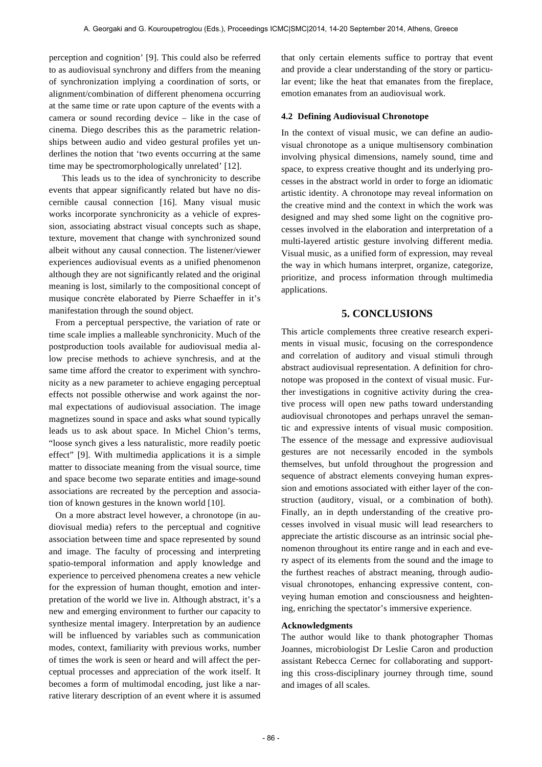perception and cognition' [9]. This could also be referred to as audiovisual synchrony and differs from the meaning of synchronization implying a coordination of sorts, or alignment/combination of different phenomena occurring at the same time or rate upon capture of the events with a camera or sound recording device – like in the case of cinema. Diego describes this as the parametric relationships between audio and video gestural profiles yet underlines the notion that 'two events occurring at the same time may be spectromorphologically unrelated' [12].

This leads us to the idea of synchronicity to describe events that appear significantly related but have no discernible causal connection [16]. Many visual music works incorporate synchronicity as a vehicle of expression, associating abstract visual concepts such as shape, texture, movement that change with synchronized sound albeit without any causal connection. The listener/viewer experiences audiovisual events as a unified phenomenon although they are not significantly related and the original meaning is lost, similarly to the compositional concept of musique concrète elaborated by Pierre Schaeffer in it's manifestation through the sound object.

From a perceptual perspective, the variation of rate or time scale implies a malleable synchronicity. Much of the postproduction tools available for audiovisual media allow precise methods to achieve synchresis, and at the same time afford the creator to experiment with synchronicity as a new parameter to achieve engaging perceptual effects not possible otherwise and work against the normal expectations of audiovisual association. The image magnetizes sound in space and asks what sound typically leads us to ask about space. In Michel Chion's terms, "loose synch gives a less naturalistic, more readily poetic effect" [9]. With multimedia applications it is a simple matter to dissociate meaning from the visual source, time and space become two separate entities and image-sound associations are recreated by the perception and association of known gestures in the known world [10].

On a more abstract level however, a chronotope (in audiovisual media) refers to the perceptual and cognitive association between time and space represented by sound and image. The faculty of processing and interpreting spatio-temporal information and apply knowledge and experience to perceived phenomena creates a new vehicle for the expression of human thought, emotion and interpretation of the world we live in. Although abstract, it's a new and emerging environment to further our capacity to synthesize mental imagery. Interpretation by an audience will be influenced by variables such as communication modes, context, familiarity with previous works, number of times the work is seen or heard and will affect the perceptual processes and appreciation of the work itself. It becomes a form of multimodal encoding, just like a narrative literary description of an event where it is assumed that only certain elements suffice to portray that event and provide a clear understanding of the story or particular event; like the heat that emanates from the fireplace, emotion emanates from an audiovisual work.

### 4.2 Defining Audiovisual Chronotope

In the context of visual music, we can define an audiovisual chronotope as a unique multisensory combination involving physical dimensions, namely sound, time and space, to express creative thought and its underlying processes in the abstract world in order to forge an idiomatic artistic identity. A chronotope may reveal information on the creative mind and the context in which the work was designed and may shed some light on the cognitive processes involved in the elaboration and interpretation of a multi-layered artistic gesture involving different media. Visual music, as a unified form of expression, may reveal the way in which humans interpret, organize, categorize, prioritize, and process information through multimedia applications.

## 5. CONCLUSIONS

This article complements three creative research experiments in visual music, focusing on the correspondence and correlation of auditory and visual stimuli through abstract audiovisual representation. A definition for chronotope was proposed in the context of visual music. Further investigations in cognitive activity during the creative process will open new paths toward understanding audiovisual chronotopes and perhaps unravel the semantic and expressive intents of visual music composition. The essence of the message and expressive audiovisual gestures are not necessarily encoded in the symbols themselves, but unfold throughout the progression and sequence of abstract elements conveying human expression and emotions associated with either layer of the construction (auditory, visual, or a combination of both). Finally, an in depth understanding of the creative processes involved in visual music will lead researchers to appreciate the artistic discourse as an intrinsic social phenomenon throughout its entire range and in each and every aspect of its elements from the sound and the image to the furthest reaches of abstract meaning, through audiovisual chronotopes, enhancing expressive content, conveying human emotion and consciousness and heightening, enriching the spectator's immersive experience.

**Acknowledgments**

The author would like to thank photographer Thomas Joannes, microbiologist Dr Leslie Caron and production assistant Rebecca Cernec for collaborating and supporting this cross-disciplinary journey through time, sound and images of all scales.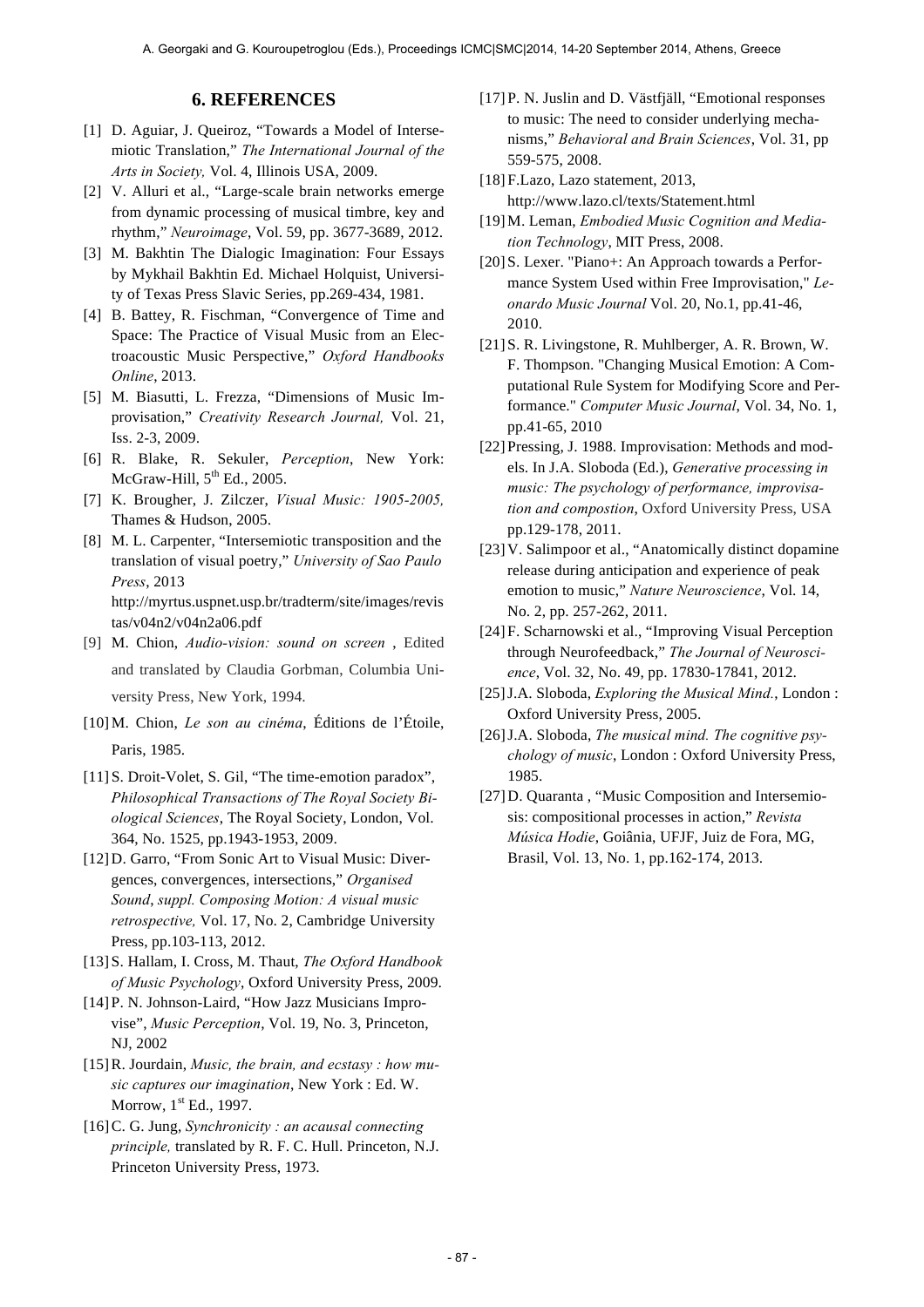## 6. REFERENCES

[1] D. Aguiar, J. Queiroz, "Towards a Model of Intersemiotic Translation," *The International Journal of the Arts in Society,* Vol. 4, Illinois USA, 2009.

[2] V. Alluri et al., "Large-scale brain networks emerge from dynamic processing of musical timbre, key and rhythm," *Neuroimage*, Vol. 59, pp. 3677-3689, 2012.

[3] M. Bakhtin The Dialogic Imagination: Four Essays by Mykhail Bakhtin Ed. Michael Holquist, University of Texas Press Slavic Series, pp.269-434, 1981.

[4] B. Battey, R. Fischman, "Convergence of Time and Space: The Practice of Visual Music from an Electroacoustic Music Perspective," *Oxford Handbooks Online*, 2013.

[5] M. Biasutti, L. Frezza, "Dimensions of Music Improvisation," *Creativity Research Journal,* Vol. 21, Iss. 2-3, 2009.

[6] R. Blake, R. Sekuler, *Perception*, New York: McGraw-Hill, 5th Ed., 2005.

[7] K. Brougher, J. Zilczer, *Visual Music: 1905-2005,* Thames & Hudson, 2005.

[8] M. L. Carpenter, "Intersemiotic transposition and the translation of visual poetry," *University of Sao Paulo Press*, 2013 http://myrtus.uspnet.usp.br/tradterm/site/images/revistas/v04n2/v04n2a06.pdf

[9] M. Chion, *Audio-vision: sound on screen* , Edited and translated by Claudia Gorbman, Columbia University Press, New York, 1994.

[10] M. Chion, *Le son au cinéma*, Éditions de l'Étoile, Paris, 1985.

[11] S. Droit-Volet, S. Gil, "The time-emotion paradox", *Philosophical Transactions of The Royal Society Biological Sciences*, The Royal Society, London, Vol. 364, No. 1525, pp.1943-1953, 2009.

[12] D. Garro, "From Sonic Art to Visual Music: Divergences, convergences, intersections," *Organised Sound*, *suppl. Composing Motion: A visual music retrospective,* Vol. 17, No. 2, Cambridge University Press, pp.103-113, 2012.

[13] S. Hallam, I. Cross, M. Thaut, *The Oxford Handbook of Music Psychology*, Oxford University Press, 2009.

[14] P. N. Johnson-Laird, "How Jazz Musicians Improvise", *Music Perception*, Vol. 19, No. 3, Princeton, NJ, 2002

[15] R. Jourdain, *Music, the brain, and ecstasy : how music captures our imagination*, New York : Ed. W. Morrow, 1st Ed., 1997.

[16] C. G. Jung, *Synchronicity : an acausal connecting principle,* translated by R. F. C. Hull. Princeton, N.J. Princeton University Press, 1973.

[17] P. N. Juslin and D. Västfjäll, "Emotional responses to music: The need to consider underlying mechanisms," *Behavioral and Brain Sciences*, Vol. 31, pp 559-575, 2008.

[18] F.Lazo, Lazo statement, 2013, http://www.lazo.cl/texts/Statement.html

[19] M. Leman, *Embodied Music Cognition and Mediation Technology*, MIT Press, 2008.

[20] S. Lexer. "Piano+: An Approach towards a Performance System Used within Free Improvisation," *Leonardo Music Journal* Vol. 20, No.1, pp.41-46, 2010.

[21] S. R. Livingstone, R. Muhlberger, A. R. Brown, W. F. Thompson. "Changing Musical Emotion: A Computational Rule System for Modifying Score and Performance." *Computer Music Journal*, Vol. 34, No. 1, pp.41-65, 2010

[22] Pressing, J. 1988. Improvisation: Methods and models. In J.A. Sloboda (Ed.), *Generative processing in music: The psychology of performance, improvisation and compostion*, Oxford University Press, USA pp.129-178, 2011.

[23] V. Salimpoor et al., "Anatomically distinct dopamine release during anticipation and experience of peak emotion to music," *Nature Neuroscience*, Vol. 14, No. 2, pp. 257-262, 2011.

[24] F. Scharnowski et al., "Improving Visual Perception through Neurofeedback," *The Journal of Neuroscience*, Vol. 32, No. 49, pp. 17830-17841, 2012.

[25] J.A. Sloboda, *Exploring the Musical Mind.*, London : Oxford University Press, 2005.

[26] J.A. Sloboda, *The musical mind. The cognitive psychology of music*, London : Oxford University Press, 1985.

[27] D. Quaranta , "Music Composition and Intersemiosis: compositional processes in action," *Revista Música Hodie*, Goiânia, UFJF, Juiz de Fora, MG, Brasil, Vol. 13, No. 1, pp.162-174, 2013.